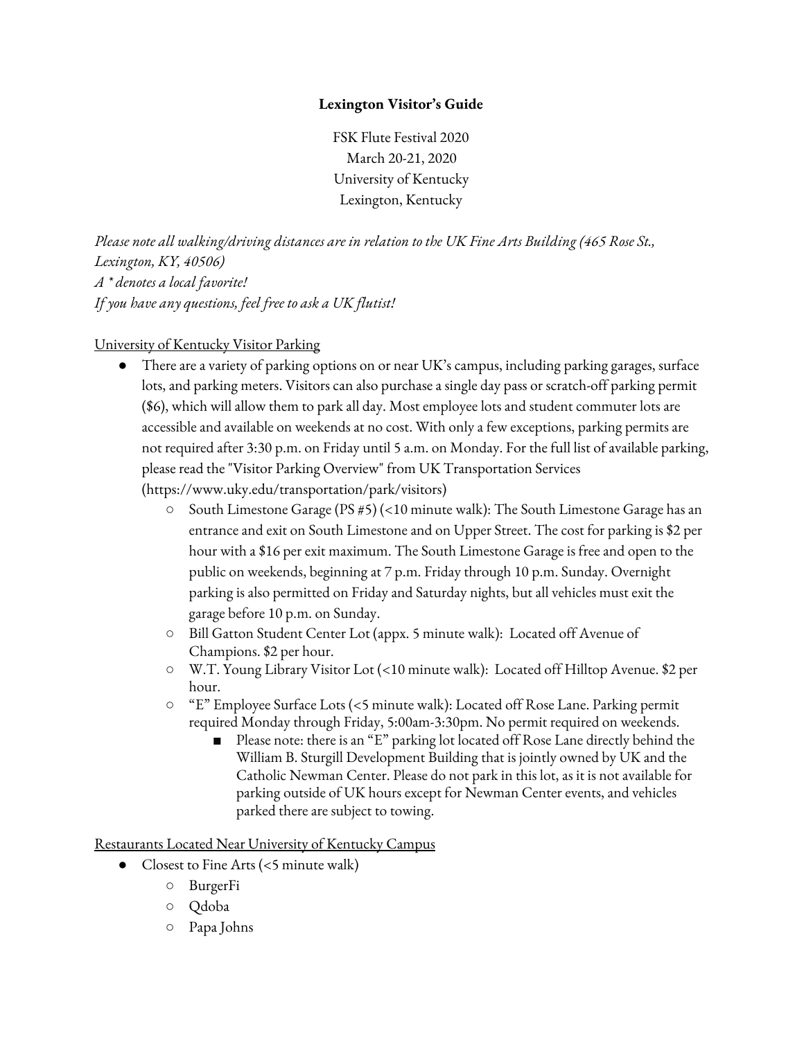# Lexington Visitor's Guide

FSK Flute Festival 2020
March 20-21, 2020
University of Kentucky
Lexington, Kentucky

*Please note all walking/driving distances are in relation to the UK Fine Arts Building (465 Rose St., Lexington, KY, 40506)*
*A * denotes a local favorite!*
*If you have any questions, feel free to ask a UK flutist!*

## University of Kentucky Visitor Parking

- There are a variety of parking options on or near UK's campus, including parking garages, surface lots, and parking meters. Visitors can also purchase a single day pass or scratch-off parking permit ($6), which will allow them to park all day. Most employee lots and student commuter lots are accessible and available on weekends at no cost. With only a few exceptions, parking permits are not required after 3:30 p.m. on Friday until 5 a.m. on Monday. For the full list of available parking, please read the "Visitor Parking Overview" from UK Transportation Services (https://www.uky.edu/transportation/park/visitors)
  - South Limestone Garage (PS #5) (<10 minute walk): The South Limestone Garage has an entrance and exit on South Limestone and on Upper Street. The cost for parking is $2 per hour with a $16 per exit maximum. The South Limestone Garage is free and open to the public on weekends, beginning at 7 p.m. Friday through 10 p.m. Sunday. Overnight parking is also permitted on Friday and Saturday nights, but all vehicles must exit the garage before 10 p.m. on Sunday.
  - Bill Gatton Student Center Lot (appx. 5 minute walk): Located off Avenue of Champions. $2 per hour.
  - W.T. Young Library Visitor Lot (<10 minute walk): Located off Hilltop Avenue. $2 per hour.
  - "E" Employee Surface Lots (<5 minute walk): Located off Rose Lane. Parking permit required Monday through Friday, 5:00am-3:30pm. No permit required on weekends.
    - Please note: there is an "E" parking lot located off Rose Lane directly behind the William B. Sturgill Development Building that is jointly owned by UK and the Catholic Newman Center. Please do not park in this lot, as it is not available for parking outside of UK hours except for Newman Center events, and vehicles parked there are subject to towing.

## Restaurants Located Near University of Kentucky Campus

- Closest to Fine Arts (<5 minute walk)
  - BurgerFi
  - Qdoba
  - Papa Johns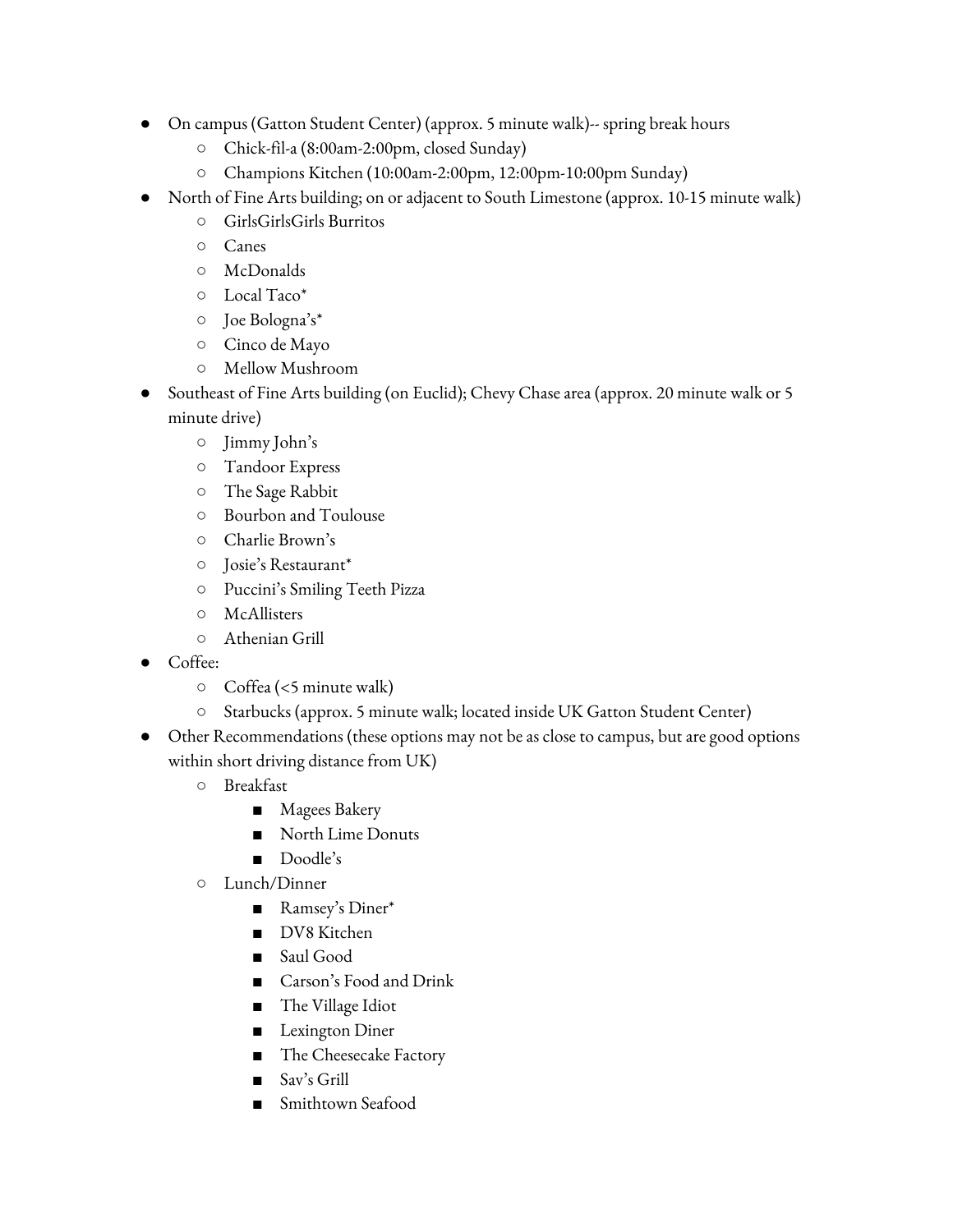- On campus (Gatton Student Center) (approx. 5 minute walk)-- spring break hours
  - Chick-fil-a (8:00am-2:00pm, closed Sunday)
  - Champions Kitchen (10:00am-2:00pm, 12:00pm-10:00pm Sunday)
- North of Fine Arts building; on or adjacent to South Limestone (approx. 10-15 minute walk)
  - GirlsGirlsGirls Burritos
  - Canes
  - McDonalds
  - Local Taco*
  - Joe Bologna's*
  - Cinco de Mayo
  - Mellow Mushroom
- Southeast of Fine Arts building (on Euclid); Chevy Chase area (approx. 20 minute walk or 5 minute drive)
  - Jimmy John's
  - Tandoor Express
  - The Sage Rabbit
  - Bourbon and Toulouse
  - Charlie Brown's
  - Josie's Restaurant*
  - Puccini's Smiling Teeth Pizza
  - McAllisters
  - Athenian Grill
- Coffee:
  - Coffea (<5 minute walk)
  - Starbucks (approx. 5 minute walk; located inside UK Gatton Student Center)
- Other Recommendations (these options may not be as close to campus, but are good options within short driving distance from UK)
  - Breakfast
    - Magees Bakery
    - North Lime Donuts
    - Doodle's
  - Lunch/Dinner
    - Ramsey's Diner*
    - DV8 Kitchen
    - Saul Good
    - Carson's Food and Drink
    - The Village Idiot
    - Lexington Diner
    - The Cheesecake Factory
    - Sav's Grill
    - Smithtown Seafood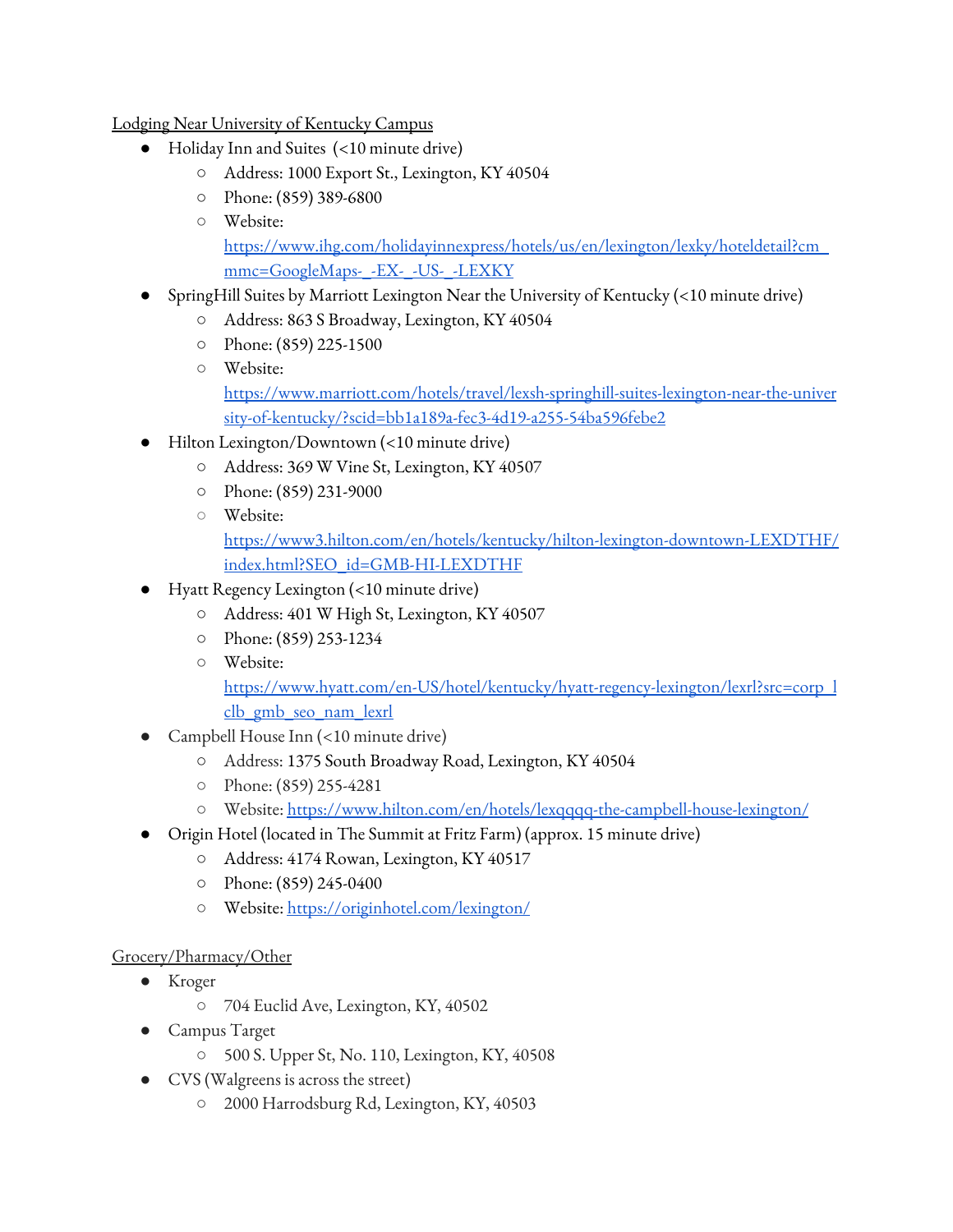Lodging Near University of Kentucky Campus

- Holiday Inn and Suites (<10 minute drive)
  - Address: 1000 Export St., Lexington, KY 40504
  - Phone: (859) 389-6800
  - Website: https://www.ihg.com/holidayinnexpress/hotels/us/en/lexington/lexky/hoteldetail?cm_mmc=GoogleMaps-_-EX-_-US-_-LEXKY
- SpringHill Suites by Marriott Lexington Near the University of Kentucky (<10 minute drive)
  - Address: 863 S Broadway, Lexington, KY 40504
  - Phone: (859) 225-1500
  - Website: https://www.marriott.com/hotels/travel/lexsh-springhill-suites-lexington-near-the-university-of-kentucky/?scid=bb1a189a-fec3-4d19-a255-54ba596febe2
- Hilton Lexington/Downtown (<10 minute drive)
  - Address: 369 W Vine St, Lexington, KY 40507
  - Phone: (859) 231-9000
  - Website: https://www3.hilton.com/en/hotels/kentucky/hilton-lexington-downtown-LEXDTHF/index.html?SEO_id=GMB-HI-LEXDTHF
- Hyatt Regency Lexington (<10 minute drive)
  - Address: 401 W High St, Lexington, KY 40507
  - Phone: (859) 253-1234
  - Website: https://www.hyatt.com/en-US/hotel/kentucky/hyatt-regency-lexington/lexrl?src=corp_lclb_gmb_seo_nam_lexrl
- Campbell House Inn (<10 minute drive)
  - Address: 1375 South Broadway Road, Lexington, KY 40504
  - Phone: (859) 255-4281
  - Website: https://www.hilton.com/en/hotels/lexqqqq-the-campbell-house-lexington/
- Origin Hotel (located in The Summit at Fritz Farm) (approx. 15 minute drive)
  - Address: 4174 Rowan, Lexington, KY 40517
  - Phone: (859) 245-0400
  - Website: https://originhotel.com/lexington/

Grocery/Pharmacy/Other

- Kroger
  - 704 Euclid Ave, Lexington, KY, 40502
- Campus Target
  - 500 S. Upper St, No. 110, Lexington, KY, 40508
- CVS (Walgreens is across the street)
  - 2000 Harrodsburg Rd, Lexington, KY, 40503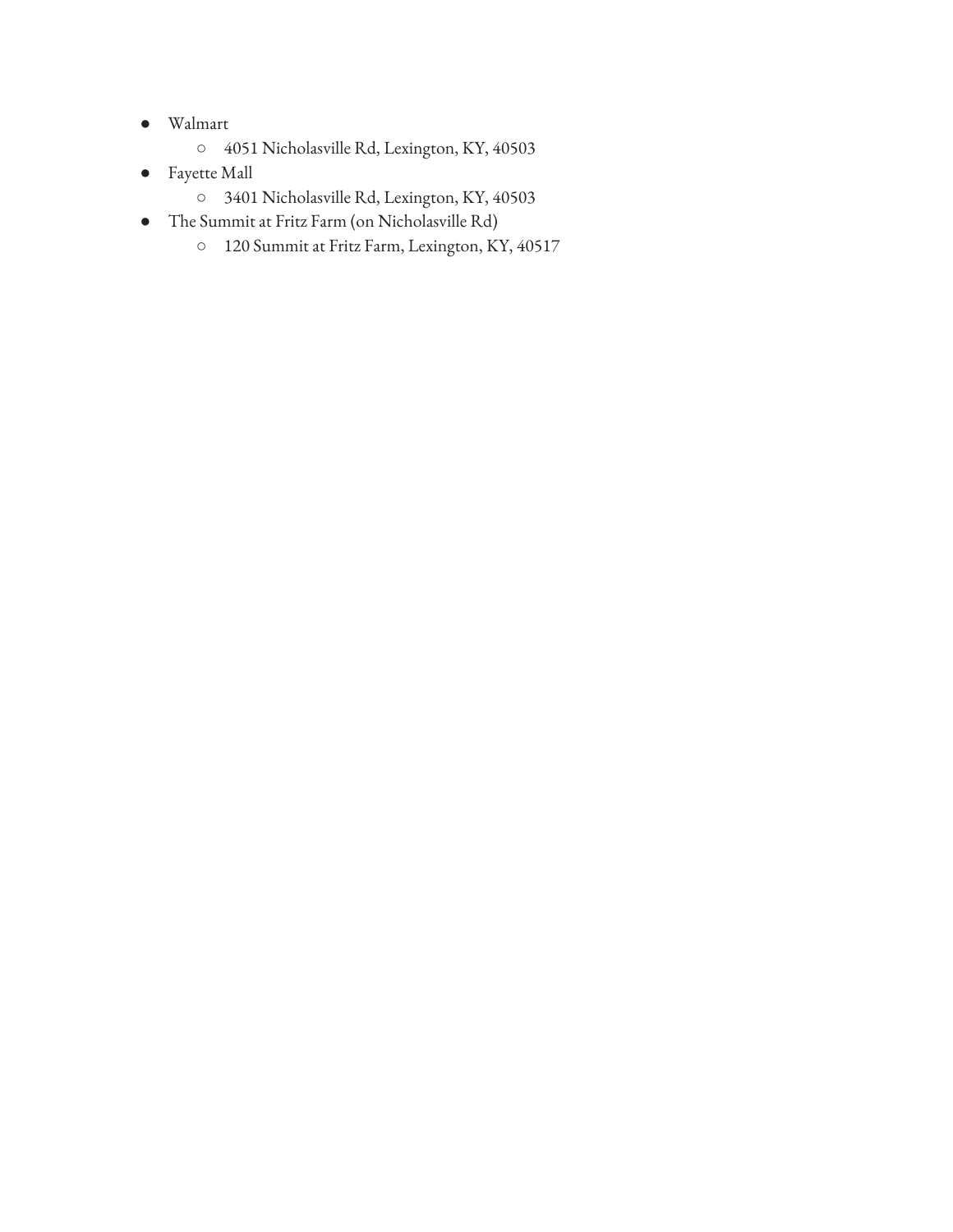- Walmart
  - 4051 Nicholasville Rd, Lexington, KY, 40503
- Fayette Mall
  - 3401 Nicholasville Rd, Lexington, KY, 40503
- The Summit at Fritz Farm (on Nicholasville Rd)
  - 120 Summit at Fritz Farm, Lexington, KY, 40517